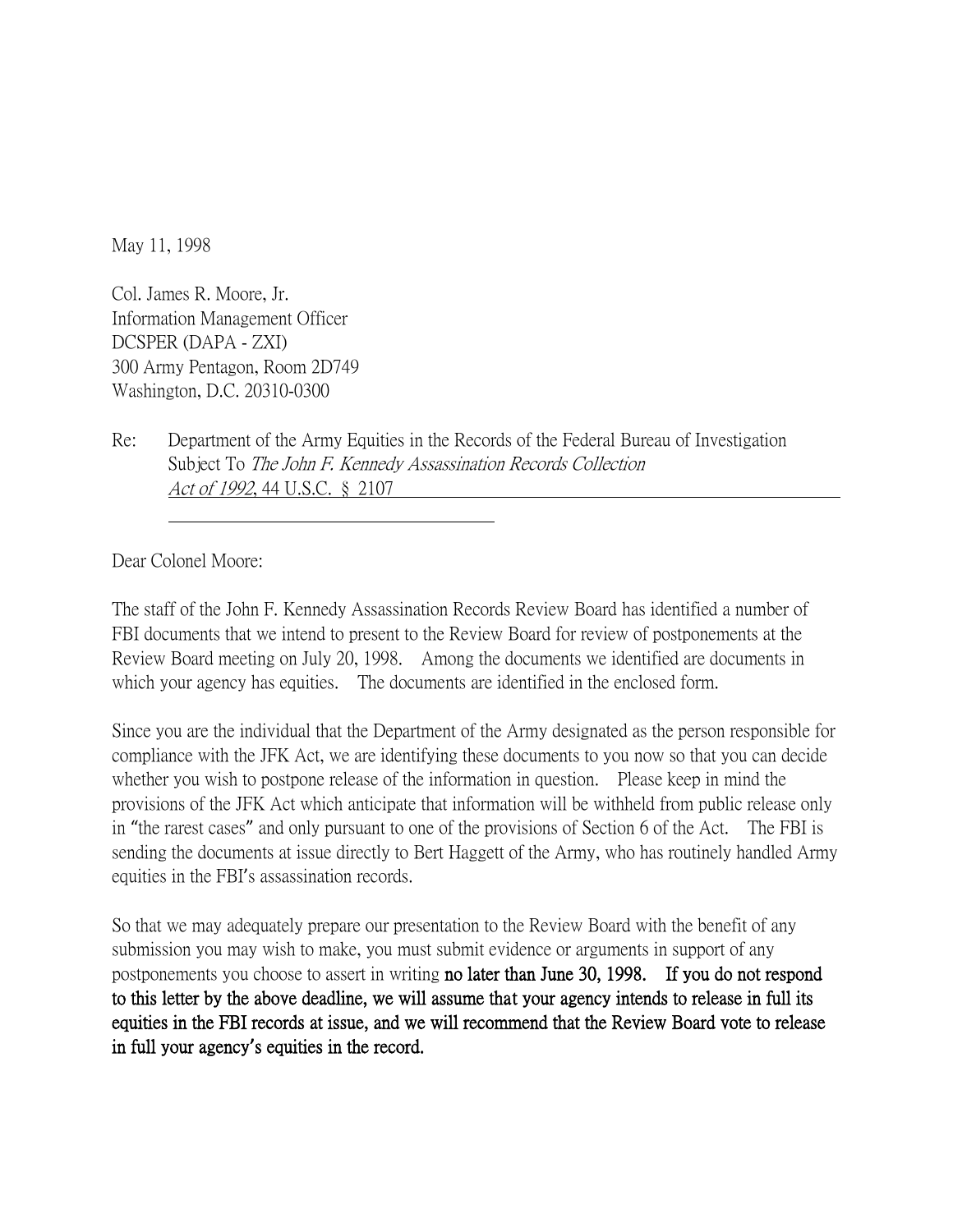May 11, 1998

Col. James R. Moore, Jr.
Information Management Officer
DCSPER (DAPA - ZXI)
300 Army Pentagon, Room 2D749
Washington, D.C. 20310-0300

Re: Department of the Army Equities in the Records of the Federal Bureau of Investigation Subject To *The John F. Kennedy Assassination Records Collection Act of 1992*, 44 U.S.C. § 2107

Dear Colonel Moore:

The staff of the John F. Kennedy Assassination Records Review Board has identified a number of FBI documents that we intend to present to the Review Board for review of postponements at the Review Board meeting on July 20, 1998. Among the documents we identified are documents in which your agency has equities. The documents are identified in the enclosed form.

Since you are the individual that the Department of the Army designated as the person responsible for compliance with the JFK Act, we are identifying these documents to you now so that you can decide whether you wish to postpone release of the information in question. Please keep in mind the provisions of the JFK Act which anticipate that information will be withheld from public release only in "the rarest cases" and only pursuant to one of the provisions of Section 6 of the Act. The FBI is sending the documents at issue directly to Bert Haggett of the Army, who has routinely handled Army equities in the FBI's assassination records.

So that we may adequately prepare our presentation to the Review Board with the benefit of any submission you may wish to make, you must submit evidence or arguments in support of any postponements you choose to assert in writing **no later than June 30, 1998. If you do not respond to this letter by the above deadline, we will assume that your agency intends to release in full its equities in the FBI records at issue, and we will recommend that the Review Board vote to release in full your agency's equities in the record.**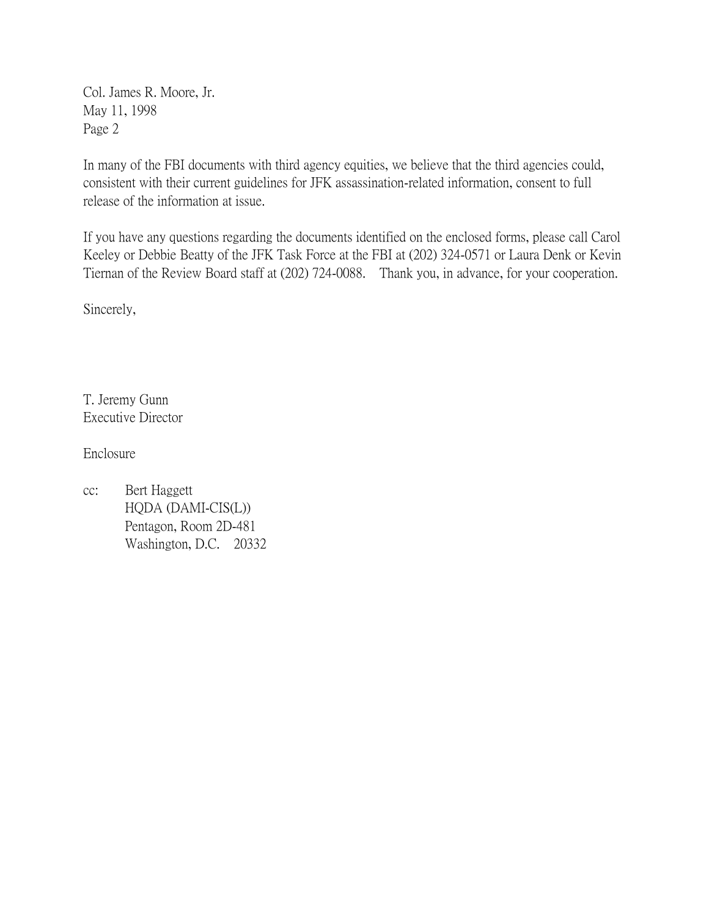Col. James R. Moore, Jr.
May 11, 1998
Page 2

In many of the FBI documents with third agency equities, we believe that the third agencies could, consistent with their current guidelines for JFK assassination-related information, consent to full release of the information at issue.

If you have any questions regarding the documents identified on the enclosed forms, please call Carol Keeley or Debbie Beatty of the JFK Task Force at the FBI at (202) 324-0571 or Laura Denk or Kevin Tiernan of the Review Board staff at (202) 724-0088. Thank you, in advance, for your cooperation.

Sincerely,

T. Jeremy Gunn
Executive Director

Enclosure

cc: Bert Haggett
HQDA (DAMI-CIS(L))
Pentagon, Room 2D-481
Washington, D.C. 20332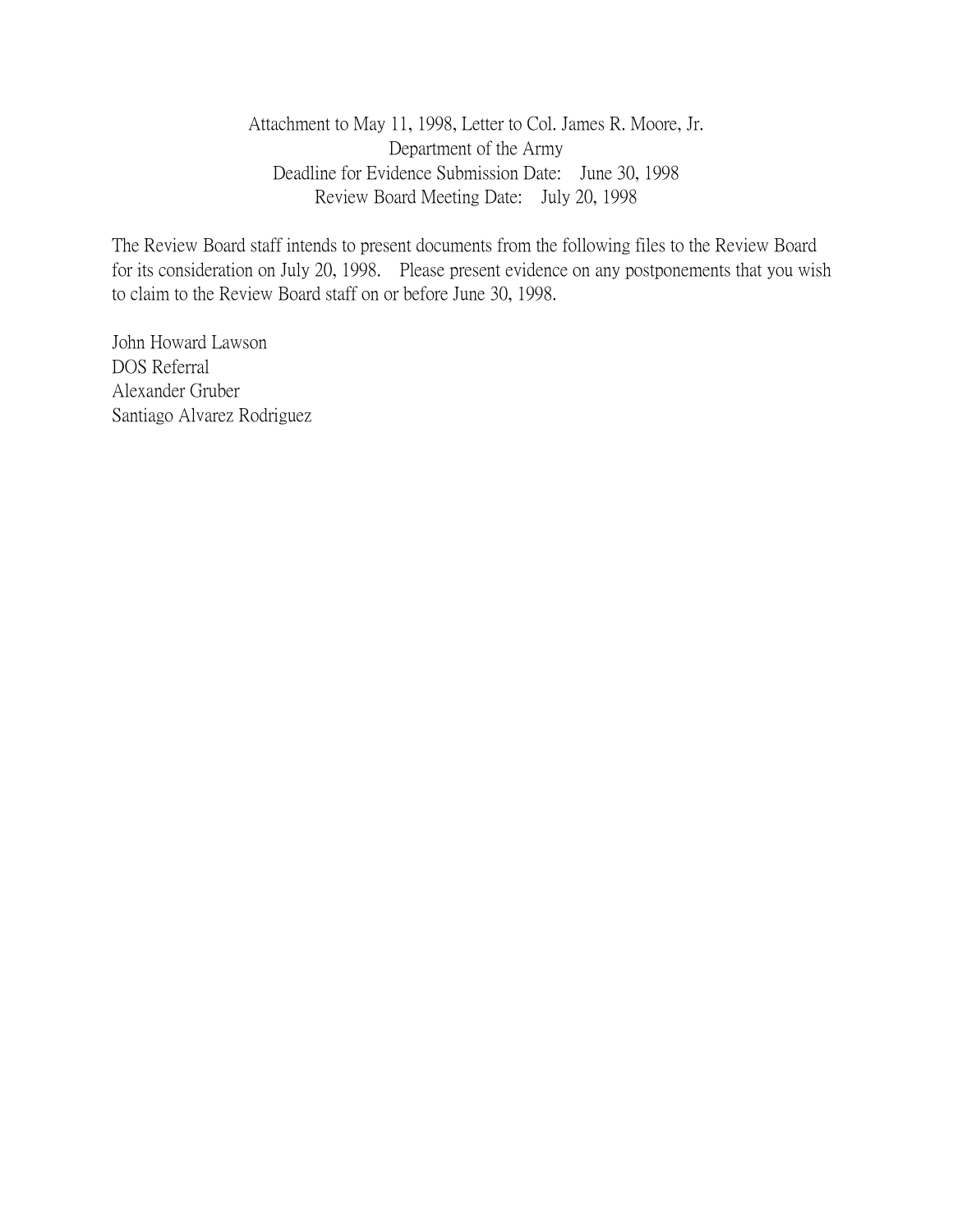Attachment to May 11, 1998, Letter to Col. James R. Moore, Jr.
Department of the Army
Deadline for Evidence Submission Date: June 30, 1998
Review Board Meeting Date: July 20, 1998

The Review Board staff intends to present documents from the following files to the Review Board for its consideration on July 20, 1998. Please present evidence on any postponements that you wish to claim to the Review Board staff on or before June 30, 1998.

John Howard Lawson
DOS Referral
Alexander Gruber
Santiago Alvarez Rodriguez